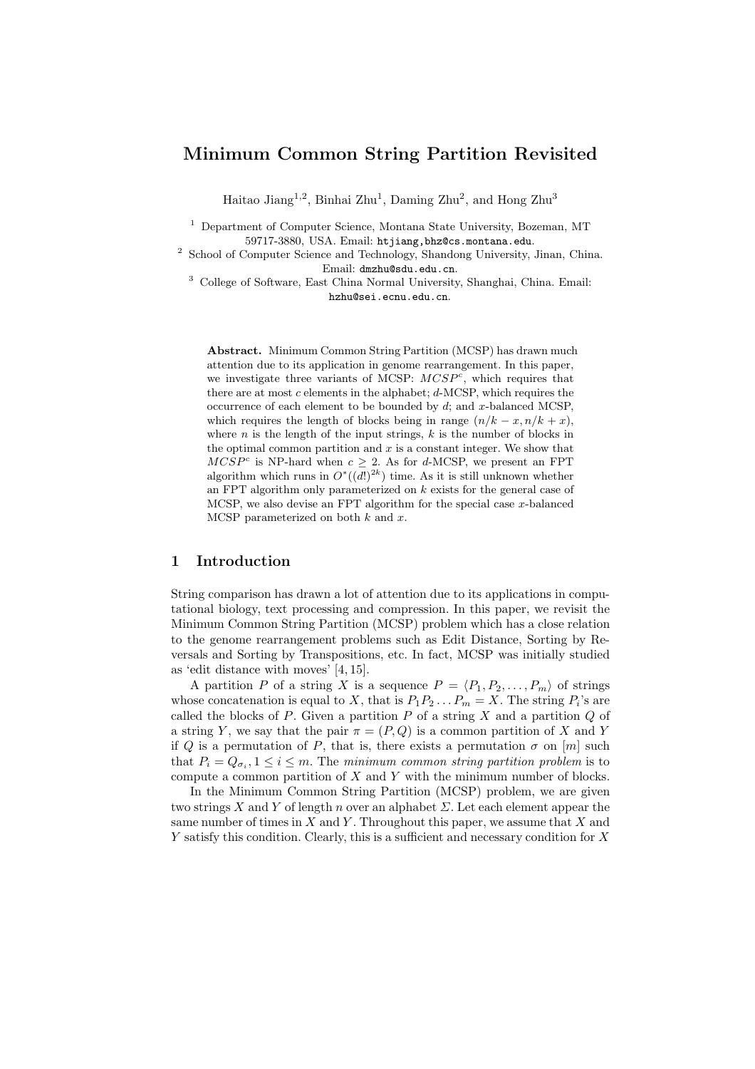# Minimum Common String Partition Revisited

Haitao Jiang[1,2], Binhai Zhu[1], Daming Zhu[2], and Hong Zhu[3]

[1] Department of Computer Science, Montana State University, Bozeman, MT 59717-3880, USA. Email: htjiang,bhz@cs.montana.edu.

[2] School of Computer Science and Technology, Shandong University, Jinan, China. Email: dmzhu@sdu.edu.cn.

[3] College of Software, East China Normal University, Shanghai, China. Email: hzhu@sei.ecnu.edu.cn.

**Abstract.** Minimum Common String Partition (MCSP) has drawn much attention due to its application in genome rearrangement. In this paper, we investigate three variants of MCSP: $MCSP^c$, which requires that there are at most $c$ elements in the alphabet; $d$-MCSP, which requires the occurrence of each element to be bounded by $d$; and $x$-balanced MCSP, which requires the length of blocks being in range $(n/k - x, n/k + x)$, where $n$ is the length of the input strings, $k$ is the number of blocks in the optimal common partition and $x$ is a constant integer. We show that $MCSP^c$ is NP-hard when $c \geq 2$. As for $d$-MCSP, we present an FPT algorithm which runs in $O^*((d!)^{2k})$ time. As it is still unknown whether an FPT algorithm only parameterized on $k$ exists for the general case of MCSP, we also devise an FPT algorithm for the special case $x$-balanced MCSP parameterized on both $k$ and $x$.

## 1 Introduction

String comparison has drawn a lot of attention due to its applications in computational biology, text processing and compression. In this paper, we revisit the Minimum Common String Partition (MCSP) problem which has a close relation to the genome rearrangement problems such as Edit Distance, Sorting by Reversals and Sorting by Transpositions, etc. In fact, MCSP was initially studied as 'edit distance with moves' [4, 15].

A partition $P$ of a string $X$ is a sequence $P = \langle P_1, P_2, \ldots, P_m \rangle$ of strings whose concatenation is equal to $X$, that is $P_1 P_2 \ldots P_m = X$. The string $P_i$'s are called the blocks of $P$. Given a partition $P$ of a string $X$ and a partition $Q$ of a string $Y$, we say that the pair $\pi = (P, Q)$ is a common partition of $X$ and $Y$ if $Q$ is a permutation of $P$, that is, there exists a permutation $\sigma$ on $[m]$ such that $P_i = Q_{\sigma_i}, 1 \leq i \leq m$. The *minimum common string partition problem* is to compute a common partition of $X$ and $Y$ with the minimum number of blocks.

In the Minimum Common String Partition (MCSP) problem, we are given two strings $X$ and $Y$ of length $n$ over an alphabet $\Sigma$. Let each element appear the same number of times in $X$ and $Y$. Throughout this paper, we assume that $X$ and $Y$ satisfy this condition. Clearly, this is a sufficient and necessary condition for $X$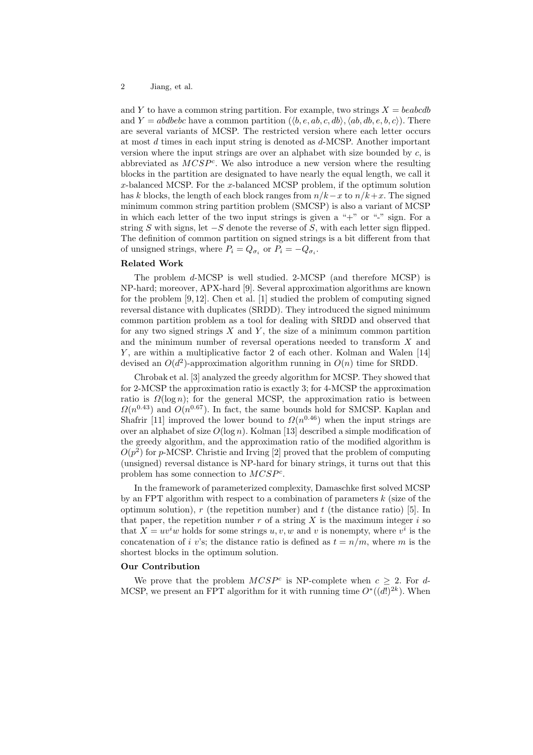and $Y$ to have a common string partition. For example, two strings $X = beabcdb$ and $Y = abdbebc$ have a common partition $(\langle b, e, ab, c, db\rangle, \langle ab, db, e, b, c\rangle)$. There are several variants of MCSP. The restricted version where each letter occurs at most $d$ times in each input string is denoted as $d$-MCSP. Another important version where the input strings are over an alphabet with size bounded by $c$, is abbreviated as $MCSP^c$. We also introduce a new version where the resulting blocks in the partition are designated to have nearly the equal length, we call it $x$-balanced MCSP. For the $x$-balanced MCSP problem, if the optimum solution has $k$ blocks, the length of each block ranges from $n/k - x$ to $n/k + x$. The signed minimum common string partition problem (SMCSP) is also a variant of MCSP in which each letter of the two input strings is given a "+" or "-" sign. For a string $S$ with signs, let $-S$ denote the reverse of $S$, with each letter sign flipped. The definition of common partition on signed strings is a bit different from that of unsigned strings, where $P_i = Q_{\sigma_i}$ or $P_i = -Q_{\sigma_i}$.

**Related Work**

The problem $d$-MCSP is well studied. 2-MCSP (and therefore MCSP) is NP-hard; moreover, APX-hard [9]. Several approximation algorithms are known for the problem [9, 12]. Chen et al. [1] studied the problem of computing signed reversal distance with duplicates (SRDD). They introduced the signed minimum common partition problem as a tool for dealing with SRDD and observed that for any two signed strings $X$ and $Y$, the size of a minimum common partition and the minimum number of reversal operations needed to transform $X$ and $Y$, are within a multiplicative factor 2 of each other. Kolman and Walen [14] devised an $O(d^2)$-approximation algorithm running in $O(n)$ time for SRDD.

Chrobak et al. [3] analyzed the greedy algorithm for MCSP. They showed that for 2-MCSP the approximation ratio is exactly 3; for 4-MCSP the approximation ratio is $\Omega(\log n)$; for the general MCSP, the approximation ratio is between $\Omega(n^{0.43})$ and $O(n^{0.67})$. In fact, the same bounds hold for SMCSP. Kaplan and Shafrir [11] improved the lower bound to $\Omega(n^{0.46})$ when the input strings are over an alphabet of size $O(\log n)$. Kolman [13] described a simple modification of the greedy algorithm, and the approximation ratio of the modified algorithm is $O(p^2)$ for $p$-MCSP. Christie and Irving [2] proved that the problem of computing (unsigned) reversal distance is NP-hard for binary strings, it turns out that this problem has some connection to $MCSP^c$.

In the framework of parameterized complexity, Damaschke first solved MCSP by an FPT algorithm with respect to a combination of parameters $k$ (size of the optimum solution), $r$ (the repetition number) and $t$ (the distance ratio) [5]. In that paper, the repetition number $r$ of a string $X$ is the maximum integer $i$ so that $X = uv^iw$ holds for some strings $u, v, w$ and $v$ is nonempty, where $v^i$ is the concatenation of $i$ $v$'s; the distance ratio is defined as $t = n/m$, where $m$ is the shortest blocks in the optimum solution.

**Our Contribution**

We prove that the problem $MCSP^c$ is NP-complete when $c \geq 2$. For $d$-MCSP, we present an FPT algorithm for it with running time $O^*((d!)^{2k})$. When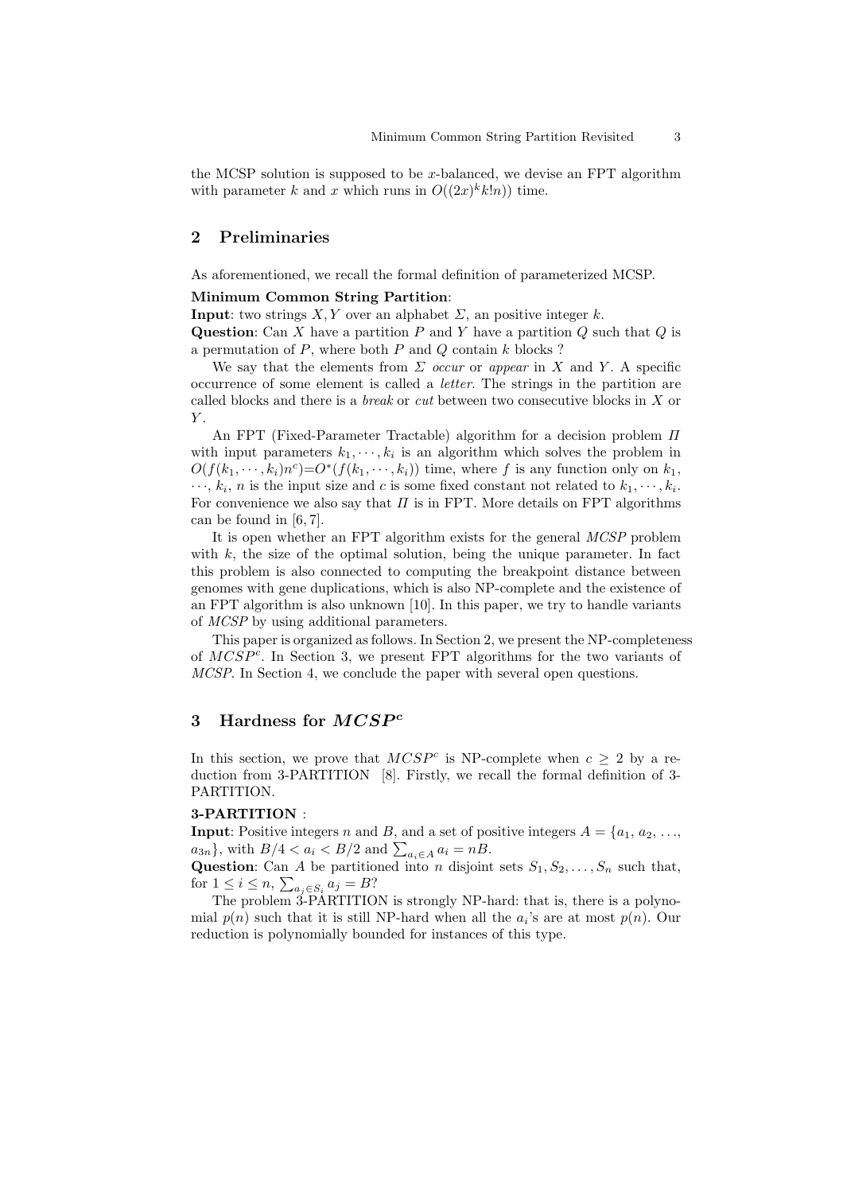the MCSP solution is supposed to be $x$-balanced, we devise an FPT algorithm with parameter $k$ and $x$ which runs in $O((2x)^k k! n))$ time.

## 2 Preliminaries

As aforementioned, we recall the formal definition of parameterized MCSP.

**Minimum Common String Partition**:

**Input**: two strings $X, Y$ over an alphabet $\Sigma$, an positive integer $k$.

**Question**: Can $X$ have a partition $P$ and $Y$ have a partition $Q$ such that $Q$ is a permutation of $P$, where both $P$ and $Q$ contain $k$ blocks ?

We say that the elements from $\Sigma$ *occur* or *appear* in $X$ and $Y$. A specific occurrence of some element is called a *letter*. The strings in the partition are called blocks and there is a *break* or *cut* between two consecutive blocks in $X$ or $Y$.

An FPT (Fixed-Parameter Tractable) algorithm for a decision problem $\Pi$ with input parameters $k_1, \cdots, k_i$ is an algorithm which solves the problem in $O(f(k_1, \cdots, k_i)n^c)$=$O^*(f(k_1, \cdots, k_i))$ time, where $f$ is any function only on $k_1$, $\cdots$, $k_i$, $n$ is the input size and $c$ is some fixed constant not related to $k_1, \cdots, k_i$. For convenience we also say that $\Pi$ is in FPT. More details on FPT algorithms can be found in [6, 7].

It is open whether an FPT algorithm exists for the general *MCSP* problem with $k$, the size of the optimal solution, being the unique parameter. In fact this problem is also connected to computing the breakpoint distance between genomes with gene duplications, which is also NP-complete and the existence of an FPT algorithm is also unknown [10]. In this paper, we try to handle variants of *MCSP* by using additional parameters.

This paper is organized as follows. In Section 2, we present the NP-completeness of $MCSP^c$. In Section 3, we present FPT algorithms for the two variants of *MCSP*. In Section 4, we conclude the paper with several open questions.

## 3 Hardness for $MCSP^c$

In this section, we prove that $MCSP^c$ is NP-complete when $c \geq 2$ by a reduction from 3-PARTITION [8]. Firstly, we recall the formal definition of 3-PARTITION.

**3-PARTITION** :

**Input**: Positive integers $n$ and $B$, and a set of positive integers $A = \{a_1, a_2, \ldots, a_{3n}\}$, with $B/4 < a_i < B/2$ and $\sum_{a_i \in A} a_i = nB$.

**Question**: Can $A$ be partitioned into $n$ disjoint sets $S_1, S_2, \ldots, S_n$ such that, for $1 \leq i \leq n$, $\sum_{a_j \in S_i} a_j = B$?

The problem 3-PARTITION is strongly NP-hard: that is, there is a polynomial $p(n)$ such that it is still NP-hard when all the $a_i$'s are at most $p(n)$. Our reduction is polynomially bounded for instances of this type.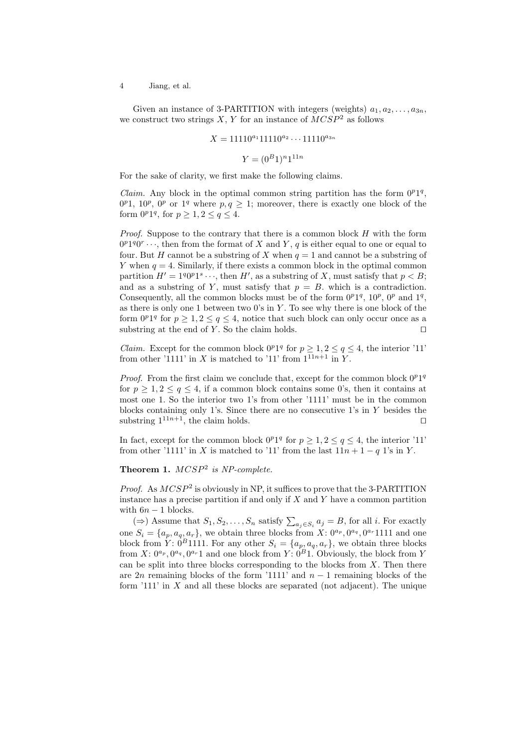Given an instance of 3-PARTITION with integers (weights) $a_1, a_2, \ldots, a_{3n}$, we construct two strings $X$, $Y$ for an instance of $MCSP^2$ as follows

$$X = 11110^{a_1}11110^{a_2} \cdots 11110^{a_{3n}}$$

$$Y = (0^B 1)^n 1^{11n}$$

For the sake of clarity, we first make the following claims.

*Claim.* Any block in the optimal common string partition has the form $0^p1^q$, $0^p1$, $10^p$, $0^p$ or $1^q$ where $p, q \geq 1$; moreover, there is exactly one block of the form $0^p1^q$, for $p \geq 1, 2 \leq q \leq 4$.

*Proof.* Suppose to the contrary that there is a common block $H$ with the form $0^p1^q0^r \cdots$, then from the format of $X$ and $Y$, $q$ is either equal to one or equal to four. But $H$ cannot be a substring of $X$ when $q = 1$ and cannot be a substring of $Y$ when $q = 4$. Similarly, if there exists a common block in the optimal common partition $H' = 1^q0^p1^s \cdots$, then $H'$, as a substring of $X$, must satisfy that $p < B$; and as a substring of $Y$, must satisfy that $p = B$. which is a contradiction. Consequently, all the common blocks must be of the form $0^p1^q$, $10^p$, $0^p$ and $1^q$, as there is only one 1 between two 0's in $Y$. To see why there is one block of the form $0^p1^q$ for $p \geq 1, 2 \leq q \leq 4$, notice that such block can only occur once as a substring at the end of $Y$. So the claim holds. $\square$

*Claim.* Except for the common block $0^p1^q$ for $p \geq 1, 2 \leq q \leq 4$, the interior '11' from other '1111' in $X$ is matched to '11' from $1^{11n+1}$ in $Y$.

*Proof.* From the first claim we conclude that, except for the common block $0^p1^q$ for $p \geq 1, 2 \leq q \leq 4$, if a common block contains some 0's, then it contains at most one 1. So the interior two 1's from other '1111' must be in the common blocks containing only 1's. Since there are no consecutive 1's in $Y$ besides the substring $1^{11n+1}$, the claim holds. $\square$

In fact, except for the common block $0^p1^q$ for $p \geq 1, 2 \leq q \leq 4$, the interior '11' from other '1111' in $X$ is matched to '11' from the last $11n + 1 - q$ 1's in $Y$.

**Theorem 1.** *$MCSP^2$ is NP-complete.*

*Proof.* As $MCSP^2$ is obviously in NP, it suffices to prove that the 3-PARTITION instance has a precise partition if and only if $X$ and $Y$ have a common partition with $6n - 1$ blocks.

($\Rightarrow$) Assume that $S_1, S_2, \ldots, S_n$ satisfy $\sum_{a_j \in S_i} a_j = B$, for all $i$. For exactly one $S_i = \{a_p, a_q, a_r\}$, we obtain three blocks from $X$: $0^{a_p}, 0^{a_q}, 0^{a_r}1111$ and one block from $Y$: $0^B1111$. For any other $S_i = \{a_p, a_q, a_r\}$, we obtain three blocks from $X$: $0^{a_p}, 0^{a_q}, 0^{a_r}1$ and one block from $Y$: $0^B1$. Obviously, the block from $Y$ can be split into three blocks corresponding to the blocks from $X$. Then there are $2n$ remaining blocks of the form '1111' and $n - 1$ remaining blocks of the form '111' in $X$ and all these blocks are separated (not adjacent). The unique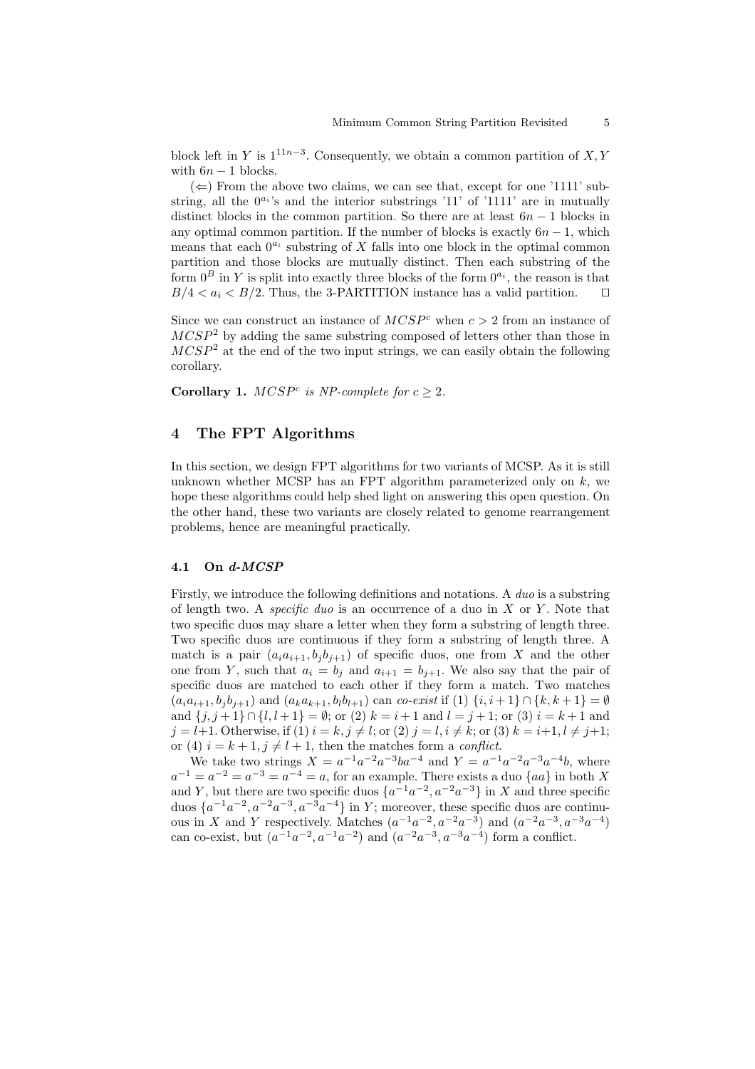block left in $Y$ is $1^{11n-3}$. Consequently, we obtain a common partition of $X, Y$ with $6n-1$ blocks.

($\Leftarrow$) From the above two claims, we can see that, except for one '1111' substring, all the $0^{a_i}$'s and the interior substrings '11' of '1111' are in mutually distinct blocks in the common partition. So there are at least $6n-1$ blocks in any optimal common partition. If the number of blocks is exactly $6n-1$, which means that each $0^{a_i}$ substring of $X$ falls into one block in the optimal common partition and those blocks are mutually distinct. Then each substring of the form $0^B$ in $Y$ is split into exactly three blocks of the form $0^{a_i}$, the reason is that $B/4 < a_i < B/2$. Thus, the 3-PARTITION instance has a valid partition. □

Since we can construct an instance of $MCSP^c$ when $c > 2$ from an instance of $MCSP^2$ by adding the same substring composed of letters other than those in $MCSP^2$ at the end of the two input strings, we can easily obtain the following corollary.

**Corollary 1.** *$MCSP^c$ is NP-complete for $c \geq 2$.*

## 4 The FPT Algorithms

In this section, we design FPT algorithms for two variants of MCSP. As it is still unknown whether MCSP has an FPT algorithm parameterized only on $k$, we hope these algorithms could help shed light on answering this open question. On the other hand, these two variants are closely related to genome rearrangement problems, hence are meaningful practically.

### 4.1 On *d-MCSP*

Firstly, we introduce the following definitions and notations. A *duo* is a substring of length two. A *specific duo* is an occurrence of a duo in $X$ or $Y$. Note that two specific duos may share a letter when they form a substring of length three. Two specific duos are continuous if they form a substring of length three. A match is a pair $(a_i a_{i+1}, b_j b_{j+1})$ of specific duos, one from $X$ and the other one from $Y$, such that $a_i = b_j$ and $a_{i+1} = b_{j+1}$. We also say that the pair of specific duos are matched to each other if they form a match. Two matches $(a_i a_{i+1}, b_j b_{j+1})$ and $(a_k a_{k+1}, b_l b_{l+1})$ can *co-exist* if (1) $\{i, i+1\} \cap \{k, k+1\} = \emptyset$ and $\{j, j+1\} \cap \{l, l+1\} = \emptyset$; or (2) $k = i+1$ and $l = j+1$; or (3) $i = k+1$ and $j = l+1$. Otherwise, if (1) $i = k, j \neq l$; or (2) $j = l, i \neq k$; or (3) $k = i+1, l \neq j+1$; or (4) $i = k+1, j \neq l+1$, then the matches form a *conflict*.

We take two strings $X = a^{-1}a^{-2}a^{-3}ba^{-4}$ and $Y = a^{-1}a^{-2}a^{-3}a^{-4}b$, where $a^{-1} = a^{-2} = a^{-3} = a^{-4} = a$, for an example. There exists a duo $\{aa\}$ in both $X$ and $Y$, but there are two specific duos $\{a^{-1}a^{-2}, a^{-2}a^{-3}\}$ in $X$ and three specific duos $\{a^{-1}a^{-2}, a^{-2}a^{-3}, a^{-3}a^{-4}\}$ in $Y$; moreover, these specific duos are continuous in $X$ and $Y$ respectively. Matches $(a^{-1}a^{-2}, a^{-2}a^{-3})$ and $(a^{-2}a^{-3}, a^{-3}a^{-4})$ can co-exist, but $(a^{-1}a^{-2}, a^{-1}a^{-2})$ and $(a^{-2}a^{-3}, a^{-3}a^{-4})$ form a conflict.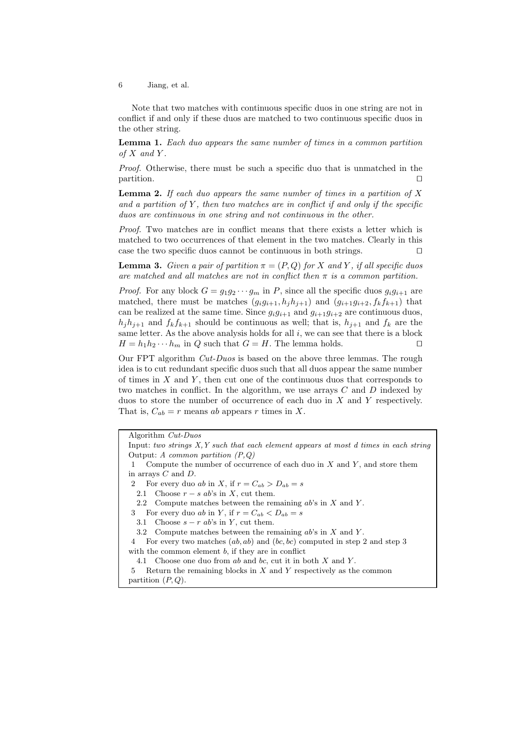Note that two matches with continuous specific duos in one string are not in conflict if and only if these duos are matched to two continuous specific duos in the other string.

**Lemma 1.** *Each duo appears the same number of times in a common partition of $X$ and $Y$.*

*Proof.* Otherwise, there must be such a specific duo that is unmatched in the partition. ◻

**Lemma 2.** *If each duo appears the same number of times in a partition of $X$ and a partition of $Y$, then two matches are in conflict if and only if the specific duos are continuous in one string and not continuous in the other.*

*Proof.* Two matches are in conflict means that there exists a letter which is matched to two occurrences of that element in the two matches. Clearly in this case the two specific duos cannot be continuous in both strings. ◻

**Lemma 3.** *Given a pair of partition $\pi = (P, Q)$ for $X$ and $Y$, if all specific duos are matched and all matches are not in conflict then $\pi$ is a common partition.*

*Proof.* For any block $G = g_1 g_2 \cdots g_m$ in $P$, since all the specific duos $g_i g_{i+1}$ are matched, there must be matches $(g_i g_{i+1}, h_j h_{j+1})$ and $(g_{i+1} g_{i+2}, f_k f_{k+1})$ that can be realized at the same time. Since $g_i g_{i+1}$ and $g_{i+1} g_{i+2}$ are continuous duos, $h_j h_{j+1}$ and $f_k f_{k+1}$ should be continuous as well; that is, $h_{j+1}$ and $f_k$ are the same letter. As the above analysis holds for all $i$, we can see that there is a block $H = h_1 h_2 \cdots h_m$ in $Q$ such that $G = H$. The lemma holds. ◻

Our FPT algorithm *Cut-Duos* is based on the above three lemmas. The rough idea is to cut redundant specific duos such that all duos appear the same number of times in $X$ and $Y$, then cut one of the continuous duos that corresponds to two matches in conflict. In the algorithm, we use arrays $C$ and $D$ indexed by duos to store the number of occurrence of each duo in $X$ and $Y$ respectively. That is, $C_{ab} = r$ means $ab$ appears $r$ times in $X$.

```
Algorithm Cut-Duos
Input: two strings X,Y such that each element appears at most d times in each string
Output: A common partition (P,Q)
1   Compute the number of occurrence of each duo in X and Y, and store them
in arrays C and D.
2   For every duo ab in X, if r = C_ab > D_ab = s
  2.1  Choose r − s ab's in X, cut them.
  2.2  Compute matches between the remaining ab's in X and Y.
3   For every duo ab in Y, if r = C_ab < D_ab = s
  3.1  Choose s − r ab's in Y, cut them.
  3.2  Compute matches between the remaining ab's in X and Y.
4   For every two matches (ab, ab) and (bc, bc) computed in step 2 and step 3
with the common element b, if they are in conflict
  4.1  Choose one duo from ab and bc, cut it in both X and Y.
5   Return the remaining blocks in X and Y respectively as the common
partition (P,Q).
```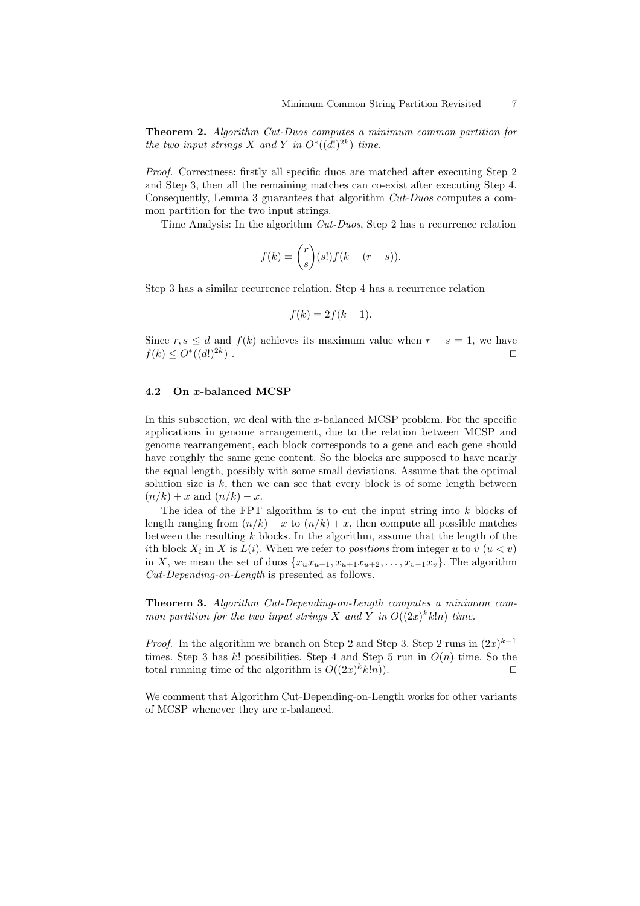**Theorem 2.** *Algorithm Cut-Duos computes a minimum common partition for the two input strings X and Y in $O^*((d!)^{2k})$ time.*

*Proof.* Correctness: firstly all specific duos are matched after executing Step 2 and Step 3, then all the remaining matches can co-exist after executing Step 4. Consequently, Lemma 3 guarantees that algorithm *Cut-Duos* computes a common partition for the two input strings.

Time Analysis: In the algorithm *Cut-Duos*, Step 2 has a recurrence relation

$$f(k) = \binom{r}{s}(s!)f(k - (r - s)).$$

Step 3 has a similar recurrence relation. Step 4 has a recurrence relation

$$f(k) = 2f(k - 1).$$

Since $r, s \leq d$ and $f(k)$ achieves its maximum value when $r - s = 1$, we have $f(k) \leq O^*((d!)^{2k})$ . ⊓⊔

### 4.2 On $x$-balanced MCSP

In this subsection, we deal with the $x$-balanced MCSP problem. For the specific applications in genome arrangement, due to the relation between MCSP and genome rearrangement, each block corresponds to a gene and each gene should have roughly the same gene content. So the blocks are supposed to have nearly the equal length, possibly with some small deviations. Assume that the optimal solution size is $k$, then we can see that every block is of some length between $(n/k) + x$ and $(n/k) - x$.

The idea of the FPT algorithm is to cut the input string into $k$ blocks of length ranging from $(n/k) - x$ to $(n/k) + x$, then compute all possible matches between the resulting $k$ blocks. In the algorithm, assume that the length of the $i$th block $X_i$ in $X$ is $L(i)$. When we refer to *positions* from integer $u$ to $v$ ($u < v$) in $X$, we mean the set of duos $\{x_u x_{u+1}, x_{u+1} x_{u+2}, \ldots, x_{v-1} x_v\}$. The algorithm *Cut-Depending-on-Length* is presented as follows.

**Theorem 3.** *Algorithm Cut-Depending-on-Length computes a minimum common partition for the two input strings X and Y in $O((2x)^k k! n)$ time.*

*Proof.* In the algorithm we branch on Step 2 and Step 3. Step 2 runs in $(2x)^{k-1}$ times. Step 3 has $k!$ possibilities. Step 4 and Step 5 run in $O(n)$ time. So the total running time of the algorithm is $O((2x)^k k! n)$). ⊓⊔

We comment that Algorithm Cut-Depending-on-Length works for other variants of MCSP whenever they are $x$-balanced.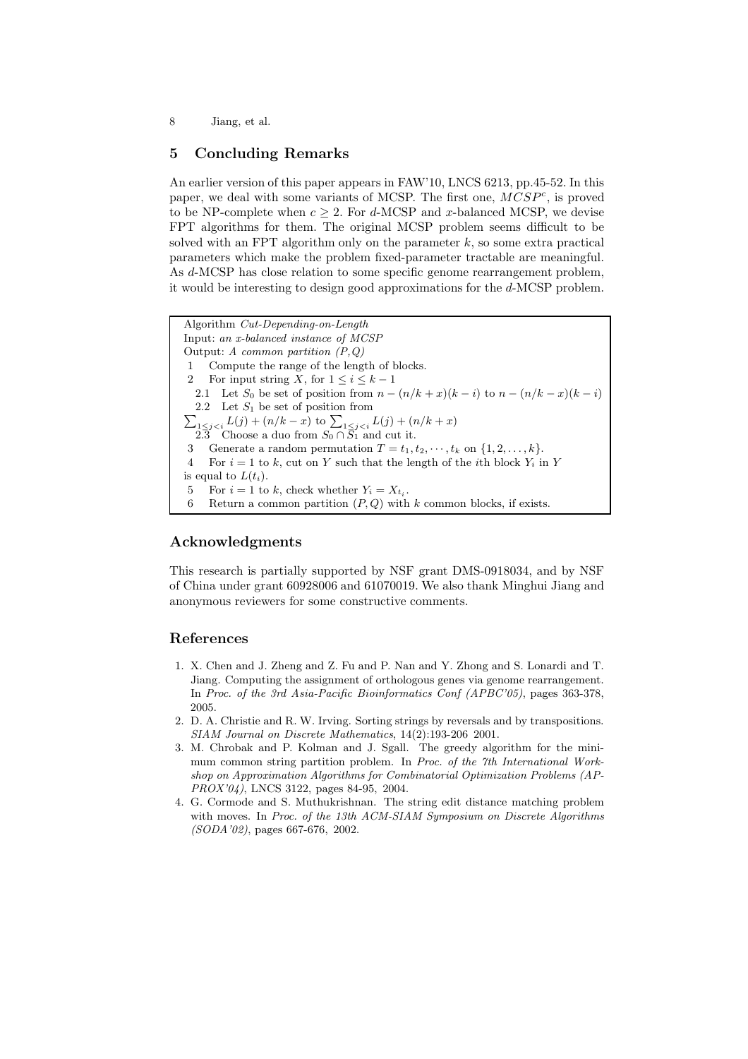## 5 Concluding Remarks

An earlier version of this paper appears in FAW'10, LNCS 6213, pp.45-52. In this paper, we deal with some variants of MCSP. The first one, $MCSP^c$, is proved to be NP-complete when $c \geq 2$. For $d$-MCSP and $x$-balanced MCSP, we devise FPT algorithms for them. The original MCSP problem seems difficult to be solved with an FPT algorithm only on the parameter $k$, so some extra practical parameters which make the problem fixed-parameter tractable are meaningful. As $d$-MCSP has close relation to some specific genome rearrangement problem, it would be interesting to design good approximations for the $d$-MCSP problem.

```
Algorithm Cut-Depending-on-Length
Input: an x-balanced instance of MCSP
Output: A common partition (P,Q)
1    Compute the range of the length of blocks.
2    For input string X, for 1 ≤ i ≤ k − 1
  2.1  Let S_0 be set of position from n − (n/k + x)(k − i) to n − (n/k − x)(k − i)
  2.2  Let S_1 be set of position from
       Σ_{1≤j<i} L(j) + (n/k − x) to Σ_{1≤j<i} L(j) + (n/k + x)
  2.3  Choose a duo from S_0 ∩ S_1 and cut it.
3    Generate a random permutation T = t_1, t_2, ···, t_k on {1, 2, ..., k}.
4    For i = 1 to k, cut on Y such that the length of the ith block Y_i in Y
     is equal to L(t_i).
5    For i = 1 to k, check whether Y_i = X_{t_i}.
6    Return a common partition (P,Q) with k common blocks, if exists.
```

## Acknowledgments

This research is partially supported by NSF grant DMS-0918034, and by NSF of China under grant 60928006 and 61070019. We also thank Minghui Jiang and anonymous reviewers for some constructive comments.

## References

1. X. Chen and J. Zheng and Z. Fu and P. Nan and Y. Zhong and S. Lonardi and T. Jiang. Computing the assignment of orthologous genes via genome rearrangement. In *Proc. of the 3rd Asia-Pacific Bioinformatics Conf (APBC'05)*, pages 363-378, 2005.
2. D. A. Christie and R. W. Irving. Sorting strings by reversals and by transpositions. *SIAM Journal on Discrete Mathematics*, 14(2):193-206 2001.
3. M. Chrobak and P. Kolman and J. Sgall. The greedy algorithm for the minimum common string partition problem. In *Proc. of the 7th International Workshop on Approximation Algorithms for Combinatorial Optimization Problems (APPROX'04)*, LNCS 3122, pages 84-95, 2004.
4. G. Cormode and S. Muthukrishnan. The string edit distance matching problem with moves. In *Proc. of the 13th ACM-SIAM Symposium on Discrete Algorithms (SODA'02)*, pages 667-676, 2002.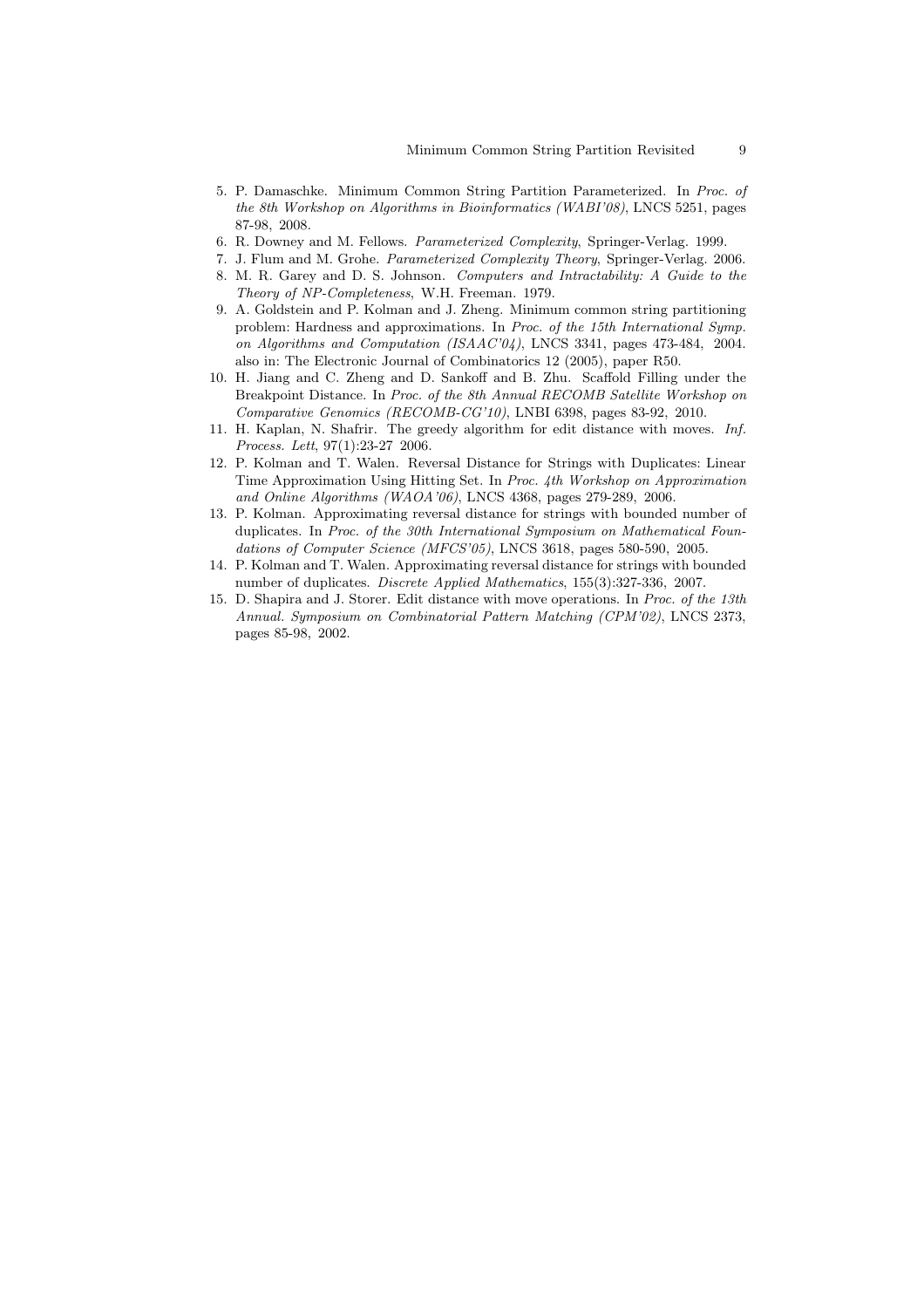5. P. Damaschke. Minimum Common String Partition Parameterized. In *Proc. of the 8th Workshop on Algorithms in Bioinformatics (WABI'08)*, LNCS 5251, pages 87-98, 2008.
6. R. Downey and M. Fellows. *Parameterized Complexity*, Springer-Verlag. 1999.
7. J. Flum and M. Grohe. *Parameterized Complexity Theory*, Springer-Verlag. 2006.
8. M. R. Garey and D. S. Johnson. *Computers and Intractability: A Guide to the Theory of NP-Completeness*, W.H. Freeman. 1979.
9. A. Goldstein and P. Kolman and J. Zheng. Minimum common string partitioning problem: Hardness and approximations. In *Proc. of the 15th International Symp. on Algorithms and Computation (ISAAC'04)*, LNCS 3341, pages 473-484, 2004. also in: The Electronic Journal of Combinatorics 12 (2005), paper R50.
10. H. Jiang and C. Zheng and D. Sankoff and B. Zhu. Scaffold Filling under the Breakpoint Distance. In *Proc. of the 8th Annual RECOMB Satellite Workshop on Comparative Genomics (RECOMB-CG'10)*, LNBI 6398, pages 83-92, 2010.
11. H. Kaplan, N. Shafrir. The greedy algorithm for edit distance with moves. *Inf. Process. Lett*, 97(1):23-27 2006.
12. P. Kolman and T. Walen. Reversal Distance for Strings with Duplicates: Linear Time Approximation Using Hitting Set. In *Proc. 4th Workshop on Approximation and Online Algorithms (WAOA'06)*, LNCS 4368, pages 279-289, 2006.
13. P. Kolman. Approximating reversal distance for strings with bounded number of duplicates. In *Proc. of the 30th International Symposium on Mathematical Foundations of Computer Science (MFCS'05)*, LNCS 3618, pages 580-590, 2005.
14. P. Kolman and T. Walen. Approximating reversal distance for strings with bounded number of duplicates. *Discrete Applied Mathematics*, 155(3):327-336, 2007.
15. D. Shapira and J. Storer. Edit distance with move operations. In *Proc. of the 13th Annual. Symposium on Combinatorial Pattern Matching (CPM'02)*, LNCS 2373, pages 85-98, 2002.